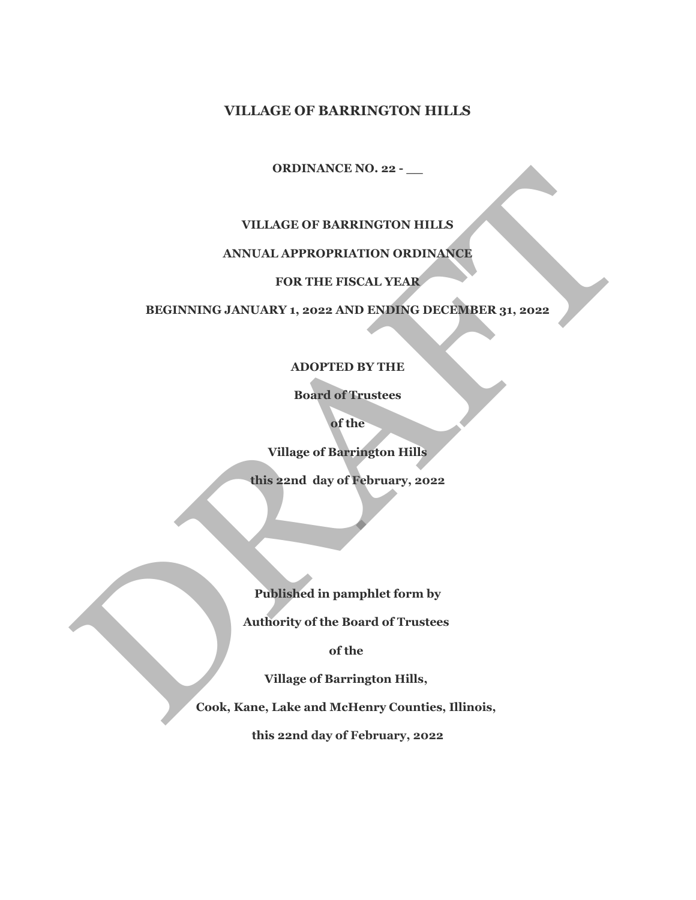# VILLAGE OF BARRINGTON HILLS

**ORDINANCE NO. 22 - __**

**VILLAGE OF BARRINGTON HILLS**

**ANNUAL APPROPRIATION ORDINANCE**

**FOR THE FISCAL YEAR**

**BEGINNING JANUARY 1, 2022 AND ENDING DECEMBER 31, 2022**

**ADOPTED BY THE**

**Board of Trustees**

**of the**

**Village of Barrington Hills**

**this 22nd day of February, 2022**

**Published in pamphlet form by**

**Authority of the Board of Trustees**

**of the**

**Village of Barrington Hills,**

**Cook, Kane, Lake and McHenry Counties, Illinois,**

**this 22nd day of February, 2022**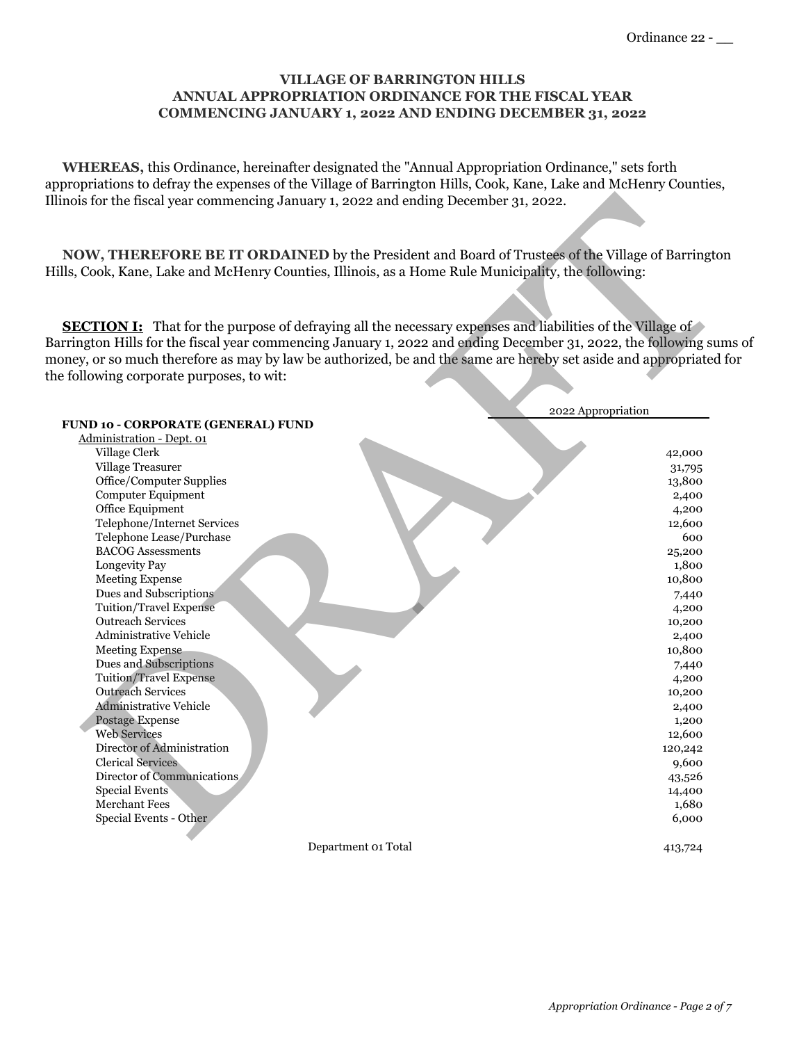Ordinance 22 - __

**VILLAGE OF BARRINGTON HILLS**
**ANNUAL APPROPRIATION ORDINANCE FOR THE FISCAL YEAR COMMENCING JANUARY 1, 2022 AND ENDING DECEMBER 31, 2022**

**WHEREAS,** this Ordinance, hereinafter designated the "Annual Appropriation Ordinance," sets forth appropriations to defray the expenses of the Village of Barrington Hills, Cook, Kane, Lake and McHenry Counties, Illinois for the fiscal year commencing January 1, 2022 and ending December 31, 2022.

**NOW, THEREFORE BE IT ORDAINED** by the President and Board of Trustees of the Village of Barrington Hills, Cook, Kane, Lake and McHenry Counties, Illinois, as a Home Rule Municipality, the following:

**SECTION I:** That for the purpose of defraying all the necessary expenses and liabilities of the Village of Barrington Hills for the fiscal year commencing January 1, 2022 and ending December 31, 2022, the following sums of money, or so much therefore as may by law be authorized, be and the same are hereby set aside and appropriated for the following corporate purposes, to wit:

| | 2022 Appropriation |
|---|---|
| **FUND 10 - CORPORATE (GENERAL) FUND** | |
| Administration - Dept. 01 | |
| Village Clerk | 42,000 |
| Village Treasurer | 31,795 |
| Office/Computer Supplies | 13,800 |
| Computer Equipment | 2,400 |
| Office Equipment | 4,200 |
| Telephone/Internet Services | 12,600 |
| Telephone Lease/Purchase | 600 |
| BACOG Assessments | 25,200 |
| Longevity Pay | 1,800 |
| Meeting Expense | 10,800 |
| Dues and Subscriptions | 7,440 |
| Tuition/Travel Expense | 4,200 |
| Outreach Services | 10,200 |
| Administrative Vehicle | 2,400 |
| Meeting Expense | 10,800 |
| Dues and Subscriptions | 7,440 |
| Tuition/Travel Expense | 4,200 |
| Outreach Services | 10,200 |
| Administrative Vehicle | 2,400 |
| Postage Expense | 1,200 |
| Web Services | 12,600 |
| Director of Administration | 120,242 |
| Clerical Services | 9,600 |
| Director of Communications | 43,526 |
| Special Events | 14,400 |
| Merchant Fees | 1,680 |
| Special Events - Other | 6,000 |
| Department 01 Total | 413,724 |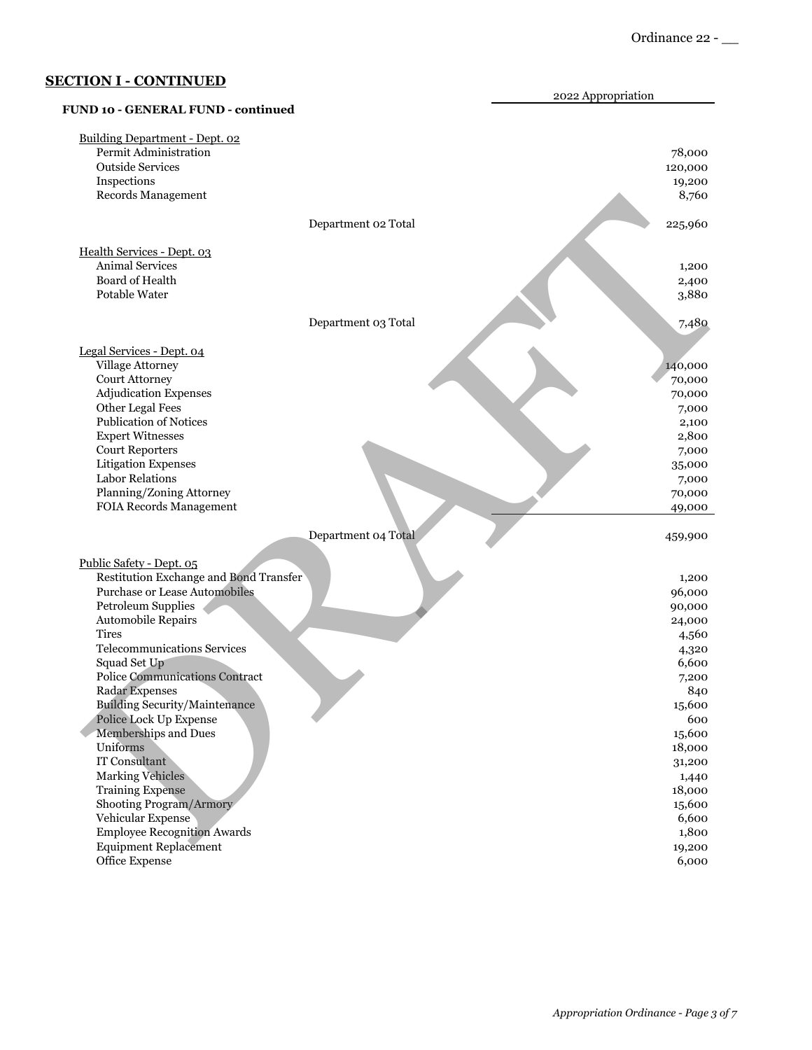## SECTION I - CONTINUED

| | | 2022 Appropriation |
|---|---|---|
| **FUND 10 - GENERAL FUND - continued** | | |
| Building Department - Dept. 02 | | |
| Permit Administration | | 78,000 |
| Outside Services | | 120,000 |
| Inspections | | 19,200 |
| Records Management | | 8,760 |
| | Department 02 Total | 225,960 |
| Health Services - Dept. 03 | | |
| Animal Services | | 1,200 |
| Board of Health | | 2,400 |
| Potable Water | | 3,880 |
| | Department 03 Total | 7,480 |
| Legal Services - Dept. 04 | | |
| Village Attorney | | 140,000 |
| Court Attorney | | 70,000 |
| Adjudication Expenses | | 70,000 |
| Other Legal Fees | | 7,000 |
| Publication of Notices | | 2,100 |
| Expert Witnesses | | 2,800 |
| Court Reporters | | 7,000 |
| Litigation Expenses | | 35,000 |
| Labor Relations | | 7,000 |
| Planning/Zoning Attorney | | 70,000 |
| FOIA Records Management | | 49,000 |
| | Department 04 Total | 459,900 |
| Public Safety - Dept. 05 | | |
| Restitution Exchange and Bond Transfer | | 1,200 |
| Purchase or Lease Automobiles | | 96,000 |
| Petroleum Supplies | | 90,000 |
| Automobile Repairs | | 24,000 |
| Tires | | 4,560 |
| Telecommunications Services | | 4,320 |
| Squad Set Up | | 6,600 |
| Police Communications Contract | | 7,200 |
| Radar Expenses | | 840 |
| Building Security/Maintenance | | 15,600 |
| Police Lock Up Expense | | 600 |
| Memberships and Dues | | 15,600 |
| Uniforms | | 18,000 |
| IT Consultant | | 31,200 |
| Marking Vehicles | | 1,440 |
| Training Expense | | 18,000 |
| Shooting Program/Armory | | 15,600 |
| Vehicular Expense | | 6,600 |
| Employee Recognition Awards | | 1,800 |
| Equipment Replacement | | 19,200 |
| Office Expense | | 6,000 |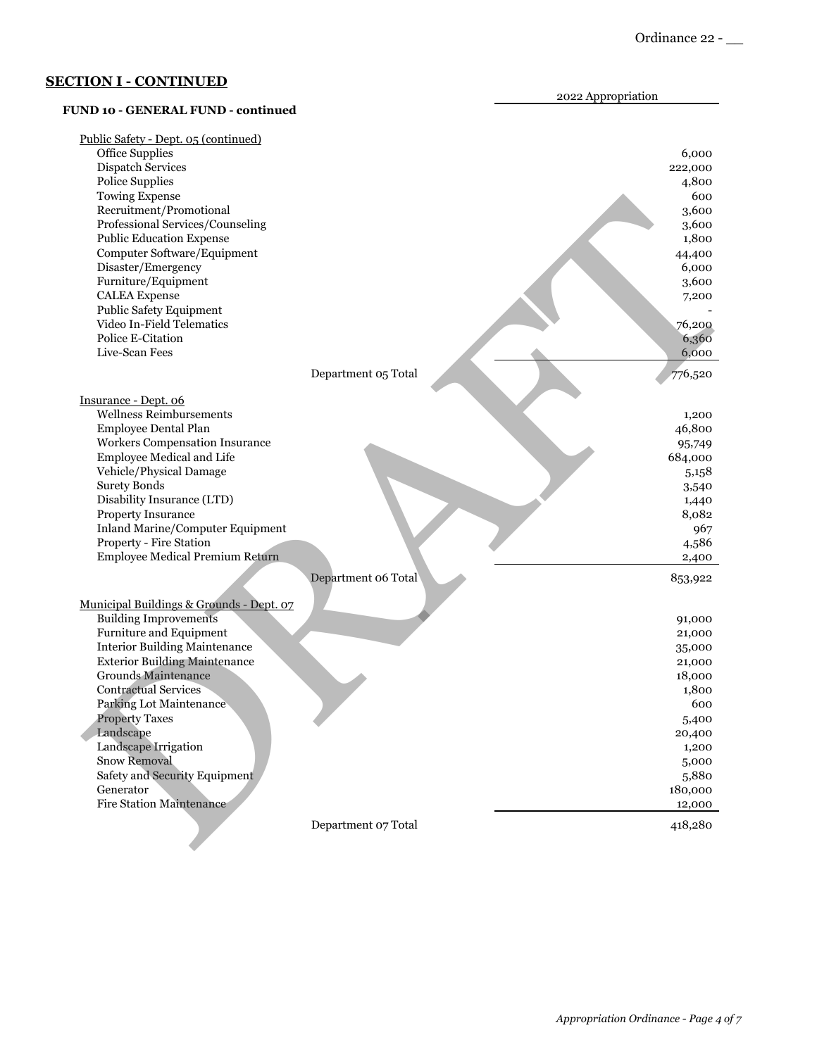## SECTION I - CONTINUED

### FUND 10 - GENERAL FUND - continued

| | 2022 Appropriation |
|---|---|
| **Public Safety - Dept. 05 (continued)** | |
| Office Supplies | 6,000 |
| Dispatch Services | 222,000 |
| Police Supplies | 4,800 |
| Towing Expense | 600 |
| Recruitment/Promotional | 3,600 |
| Professional Services/Counseling | 3,600 |
| Public Education Expense | 1,800 |
| Computer Software/Equipment | 44,400 |
| Disaster/Emergency | 6,000 |
| Furniture/Equipment | 3,600 |
| CALEA Expense | 7,200 |
| Public Safety Equipment | - |
| Video In-Field Telematics | 76,200 |
| Police E-Citation | 6,360 |
| Live-Scan Fees | 6,000 |
| Department 05 Total | 776,520 |
| **Insurance - Dept. 06** | |
| Wellness Reimbursements | 1,200 |
| Employee Dental Plan | 46,800 |
| Workers Compensation Insurance | 95,749 |
| Employee Medical and Life | 684,000 |
| Vehicle/Physical Damage | 5,158 |
| Surety Bonds | 3,540 |
| Disability Insurance (LTD) | 1,440 |
| Property Insurance | 8,082 |
| Inland Marine/Computer Equipment | 967 |
| Property - Fire Station | 4,586 |
| Employee Medical Premium Return | 2,400 |
| Department 06 Total | 853,922 |
| **Municipal Buildings & Grounds - Dept. 07** | |
| Building Improvements | 91,000 |
| Furniture and Equipment | 21,000 |
| Interior Building Maintenance | 35,000 |
| Exterior Building Maintenance | 21,000 |
| Grounds Maintenance | 18,000 |
| Contractual Services | 1,800 |
| Parking Lot Maintenance | 600 |
| Property Taxes | 5,400 |
| Landscape | 20,400 |
| Landscape Irrigation | 1,200 |
| Snow Removal | 5,000 |
| Safety and Security Equipment | 5,880 |
| Generator | 180,000 |
| Fire Station Maintenance | 12,000 |
| Department 07 Total | 418,280 |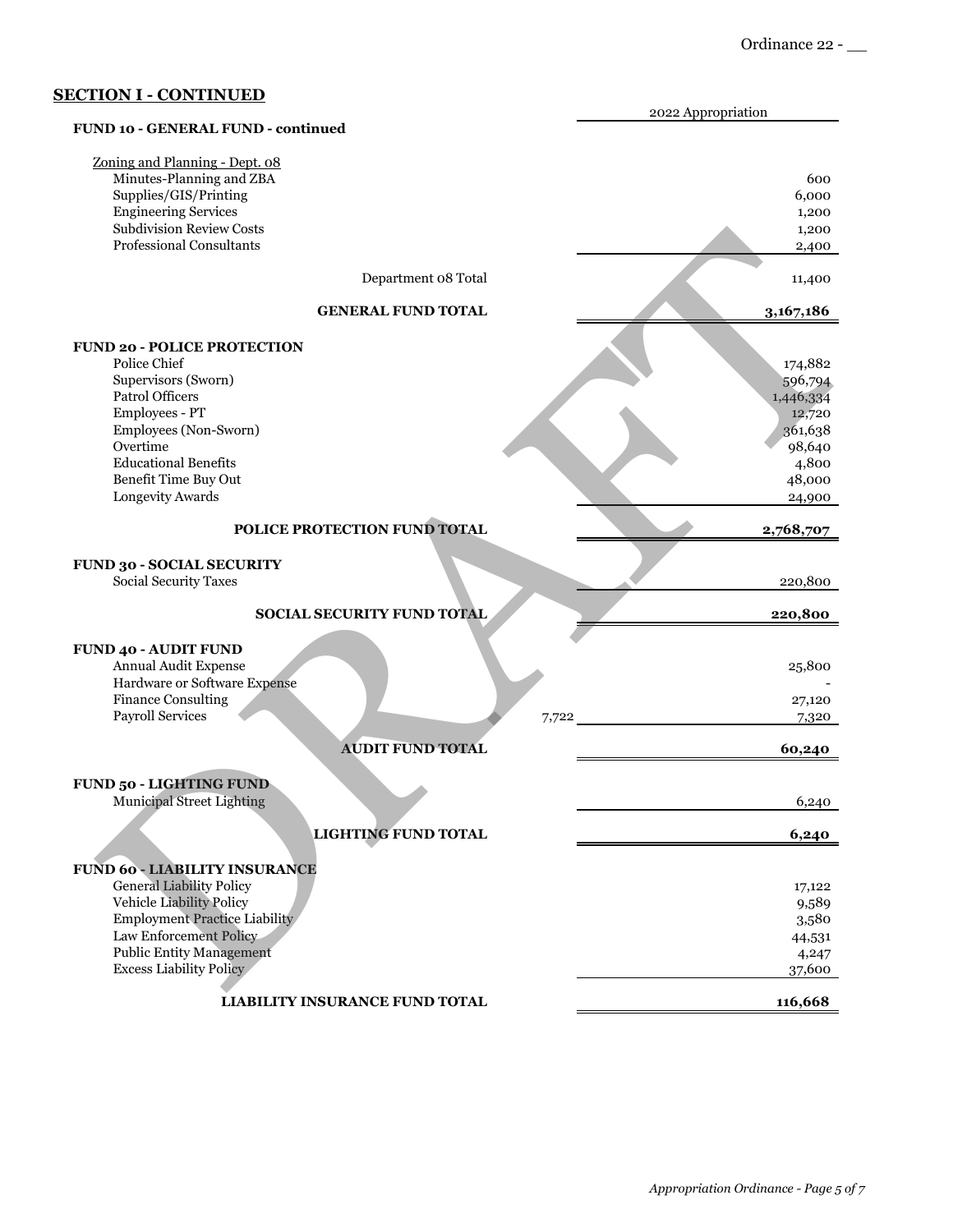Ordinance 22 - __

## SECTION I - CONTINUED

| | | 2022 Appropriation |
|---|---|---|
| **FUND 10 - GENERAL FUND - continued** | | |
| Zoning and Planning - Dept. 08 | | |
| Minutes-Planning and ZBA | | 600 |
| Supplies/GIS/Printing | | 6,000 |
| Engineering Services | | 1,200 |
| Subdivision Review Costs | | 1,200 |
| Professional Consultants | | 2,400 |
| Department 08 Total | | 11,400 |
| **GENERAL FUND TOTAL** | | **3,167,186** |
| **FUND 20 - POLICE PROTECTION** | | |
| Police Chief | | 174,882 |
| Supervisors (Sworn) | | 596,794 |
| Patrol Officers | | 1,446,334 |
| Employees - PT | | 12,720 |
| Employees (Non-Sworn) | | 361,638 |
| Overtime | | 98,640 |
| Educational Benefits | | 4,800 |
| Benefit Time Buy Out | | 48,000 |
| Longevity Awards | | 24,900 |
| **POLICE PROTECTION FUND TOTAL** | | **2,768,707** |
| **FUND 30 - SOCIAL SECURITY** | | |
| Social Security Taxes | | 220,800 |
| **SOCIAL SECURITY FUND TOTAL** | | **220,800** |
| **FUND 40 - AUDIT FUND** | | |
| Annual Audit Expense | | 25,800 |
| Hardware or Software Expense | | - |
| Finance Consulting | | 27,120 |
| Payroll Services | 7,722 | 7,320 |
| **AUDIT FUND TOTAL** | | **60,240** |
| **FUND 50 - LIGHTING FUND** | | |
| Municipal Street Lighting | | 6,240 |
| **LIGHTING FUND TOTAL** | | **6,240** |
| **FUND 60 - LIABILITY INSURANCE** | | |
| General Liability Policy | | 17,122 |
| Vehicle Liability Policy | | 9,589 |
| Employment Practice Liability | | 3,580 |
| Law Enforcement Policy | | 44,531 |
| Public Entity Management | | 4,247 |
| Excess Liability Policy | | 37,600 |
| **LIABILITY INSURANCE FUND TOTAL** | | **116,668** |

DRAFT

*Appropriation Ordinance - Page 5 of 7*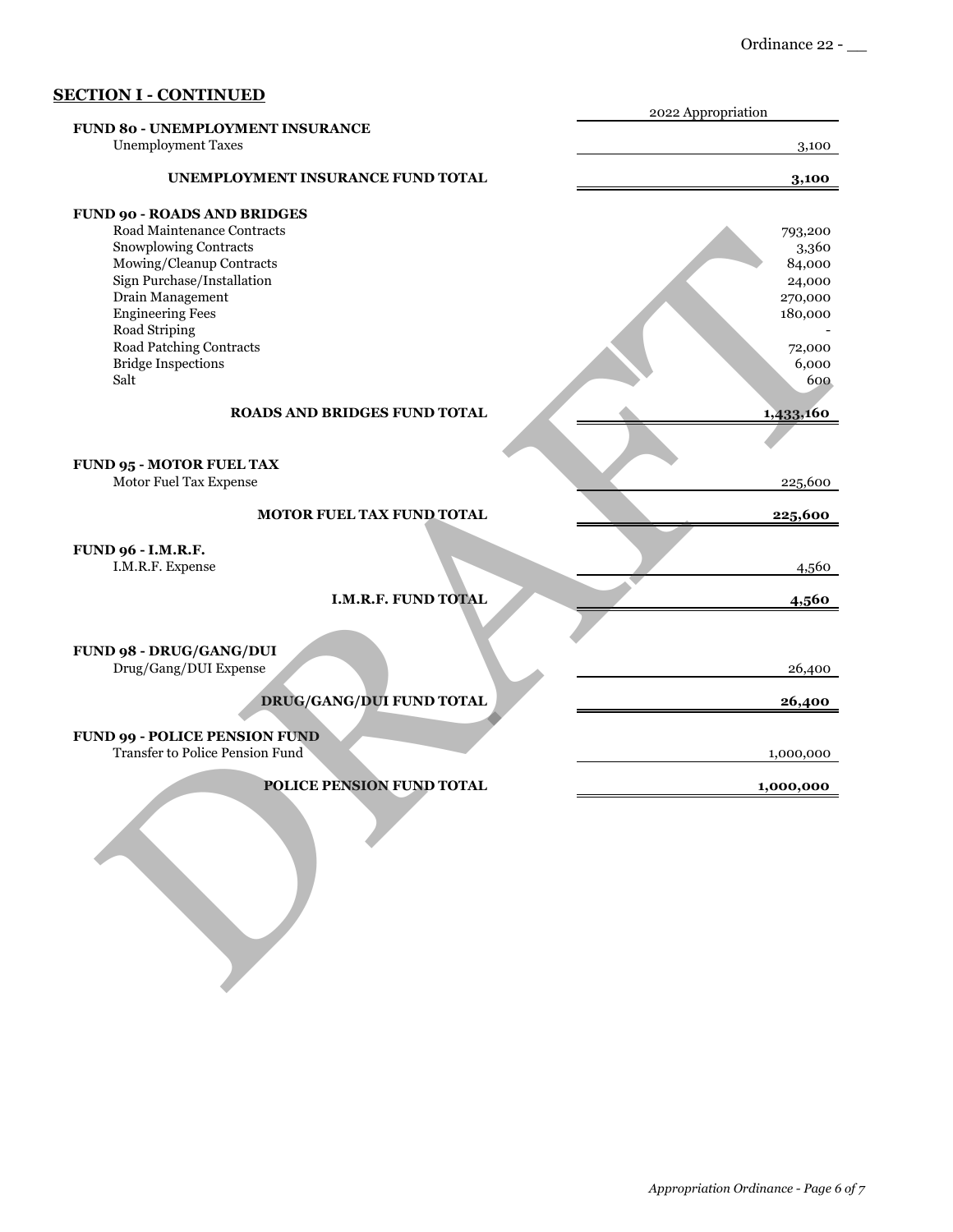## SECTION I - CONTINUED

| | 2022 Appropriation |
|---|---|
| **FUND 80 - UNEMPLOYMENT INSURANCE** | |
| Unemployment Taxes | 3,100 |
| **UNEMPLOYMENT INSURANCE FUND TOTAL** | **3,100** |
| **FUND 90 - ROADS AND BRIDGES** | |
| Road Maintenance Contracts | 793,200 |
| Snowplowing Contracts | 3,360 |
| Mowing/Cleanup Contracts | 84,000 |
| Sign Purchase/Installation | 24,000 |
| Drain Management | 270,000 |
| Engineering Fees | 180,000 |
| Road Striping | - |
| Road Patching Contracts | 72,000 |
| Bridge Inspections | 6,000 |
| Salt | 600 |
| **ROADS AND BRIDGES FUND TOTAL** | **1,433,160** |
| **FUND 95 - MOTOR FUEL TAX** | |
| Motor Fuel Tax Expense | 225,600 |
| **MOTOR FUEL TAX FUND TOTAL** | **225,600** |
| **FUND 96 - I.M.R.F.** | |
| I.M.R.F. Expense | 4,560 |
| **I.M.R.F. FUND TOTAL** | **4,560** |
| **FUND 98 - DRUG/GANG/DUI** | |
| Drug/Gang/DUI Expense | 26,400 |
| **DRUG/GANG/DUI FUND TOTAL** | **26,400** |
| **FUND 99 - POLICE PENSION FUND** | |
| Transfer to Police Pension Fund | 1,000,000 |
| **POLICE PENSION FUND TOTAL** | **1,000,000** |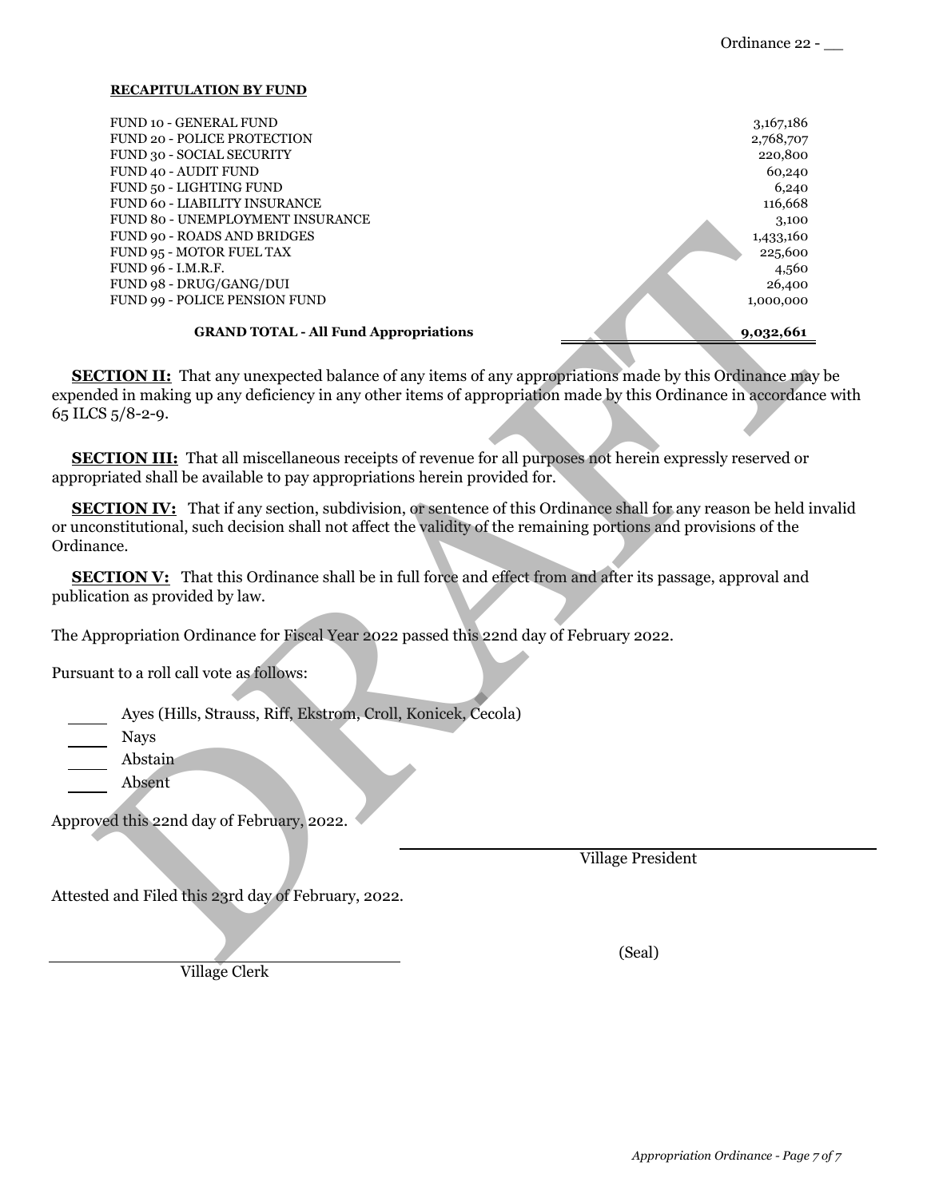Ordinance 22 - __

**RECAPITULATION BY FUND**

| | |
|---|---|
| FUND 10 - GENERAL FUND | 3,167,186 |
| FUND 20 - POLICE PROTECTION | 2,768,707 |
| FUND 30 - SOCIAL SECURITY | 220,800 |
| FUND 40 - AUDIT FUND | 60,240 |
| FUND 50 - LIGHTING FUND | 6,240 |
| FUND 60 - LIABILITY INSURANCE | 116,668 |
| FUND 80 - UNEMPLOYMENT INSURANCE | 3,100 |
| FUND 90 - ROADS AND BRIDGES | 1,433,160 |
| FUND 95 - MOTOR FUEL TAX | 225,600 |
| FUND 96 - I.M.R.F. | 4,560 |
| FUND 98 - DRUG/GANG/DUI | 26,400 |
| FUND 99 - POLICE PENSION FUND | 1,000,000 |
| **GRAND TOTAL - All Fund Appropriations** | **9,032,661** |

**SECTION II:** That any unexpected balance of any items of any appropriations made by this Ordinance may be expended in making up any deficiency in any other items of appropriation made by this Ordinance in accordance with 65 ILCS 5/8-2-9.

**SECTION III:** That all miscellaneous receipts of revenue for all purposes not herein expressly reserved or appropriated shall be available to pay appropriations herein provided for.

**SECTION IV:** That if any section, subdivision, or sentence of this Ordinance shall for any reason be held invalid or unconstitutional, such decision shall not affect the validity of the remaining portions and provisions of the Ordinance.

**SECTION V:** That this Ordinance shall be in full force and effect from and after its passage, approval and publication as provided by law.

The Appropriation Ordinance for Fiscal Year 2022 passed this 22nd day of February 2022.

Pursuant to a roll call vote as follows:

_____ Ayes (Hills, Strauss, Riff, Ekstrom, Croll, Konicek, Cecola)
_____ Nays
_____ Abstain
_____ Absent

Approved this 22nd day of February, 2022.

______________________________
Village President

Attested and Filed this 23rd day of February, 2022.

______________________________
Village Clerk

(Seal)

DRAFT